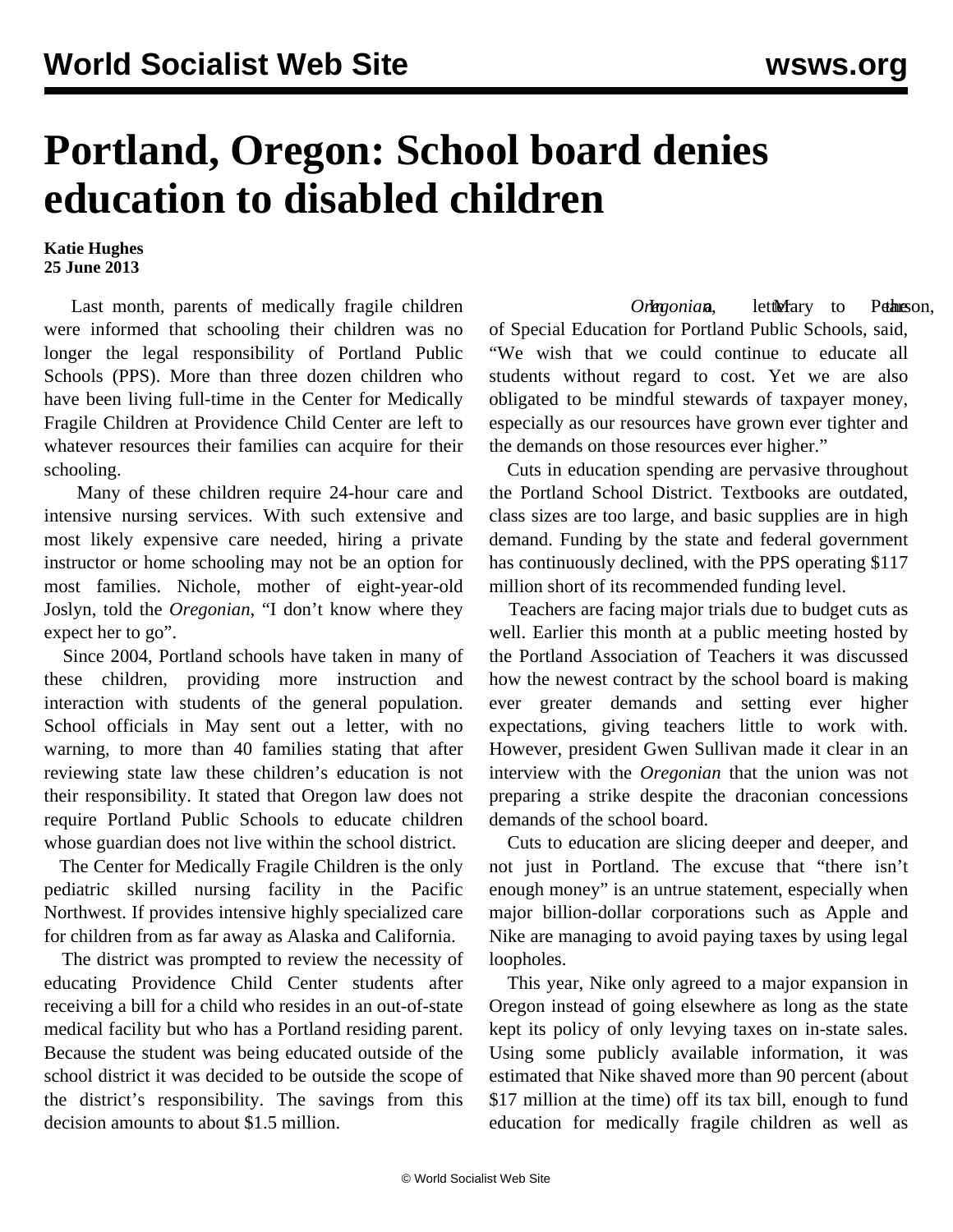# Portland, Oregon: School board denies education to disabled children

**Katie Hughes**
**25 June 2013**

Last month, parents of medically fragile children were informed that schooling their children was no longer the legal responsibility of Portland Public Schools (PPS). More than three dozen children who have been living full-time in the Center for Medically Fragile Children at Providence Child Center are left to whatever resources their families can acquire for their schooling.

Many of these children require 24-hour care and intensive nursing services. With such extensive and most likely expensive care needed, hiring a private instructor or home schooling may not be an option for most families. Nichole, mother of eight-year-old Joslyn, told the *Oregonian*, "I don't know where they expect her to go".

Since 2004, Portland schools have taken in many of these children, providing more instruction and interaction with students of the general population. School officials in May sent out a letter, with no warning, to more than 40 families stating that after reviewing state law these children's education is not their responsibility. It stated that Oregon law does not require Portland Public Schools to educate children whose guardian does not live within the school district.

The Center for Medically Fragile Children is the only pediatric skilled nursing facility in the Pacific Northwest. If provides intensive highly specialized care for children from as far away as Alaska and California.

The district was prompted to review the necessity of educating Providence Child Center students after receiving a bill for a child who resides in an out-of-state medical facility but who has a Portland residing parent. Because the student was being educated outside of the school district it was decided to be outside the scope of the district's responsibility. The savings from this decision amounts to about $1.5 million.

In a letter to the *Oregonian*, Mary Pearson, the of Special Education for Portland Public Schools, said, "We wish that we could continue to educate all students without regard to cost. Yet we are also obligated to be mindful stewards of taxpayer money, especially as our resources have grown ever tighter and the demands on those resources ever higher."

Cuts in education spending are pervasive throughout the Portland School District. Textbooks are outdated, class sizes are too large, and basic supplies are in high demand. Funding by the state and federal government has continuously declined, with the PPS operating $117 million short of its recommended funding level.

Teachers are facing major trials due to budget cuts as well. Earlier this month at a public meeting hosted by the Portland Association of Teachers it was discussed how the newest contract by the school board is making ever greater demands and setting ever higher expectations, giving teachers little to work with. However, president Gwen Sullivan made it clear in an interview with the *Oregonian* that the union was not preparing a strike despite the draconian concessions demands of the school board.

Cuts to education are slicing deeper and deeper, and not just in Portland. The excuse that "there isn't enough money" is an untrue statement, especially when major billion-dollar corporations such as Apple and Nike are managing to avoid paying taxes by using legal loopholes.

This year, Nike only agreed to a major expansion in Oregon instead of going elsewhere as long as the state kept its policy of only levying taxes on in-state sales. Using some publicly available information, it was estimated that Nike shaved more than 90 percent (about $17 million at the time) off its tax bill, enough to fund education for medically fragile children as well as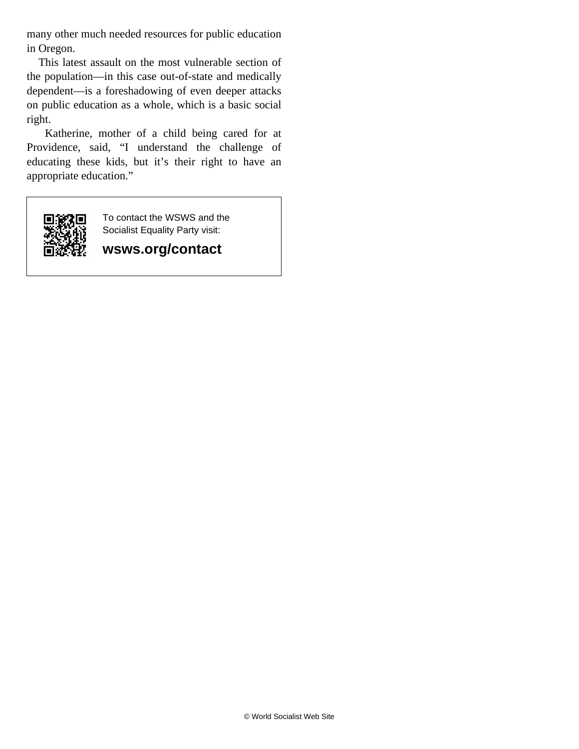many other much needed resources for public education in Oregon.

This latest assault on the most vulnerable section of the population—in this case out-of-state and medically dependent—is a foreshadowing of even deeper attacks on public education as a whole, which is a basic social right.

Katherine, mother of a child being cared for at Providence, said, "I understand the challenge of educating these kids, but it's their right to have an appropriate education."

To contact the WSWS and the Socialist Equality Party visit:

**wsws.org/contact**